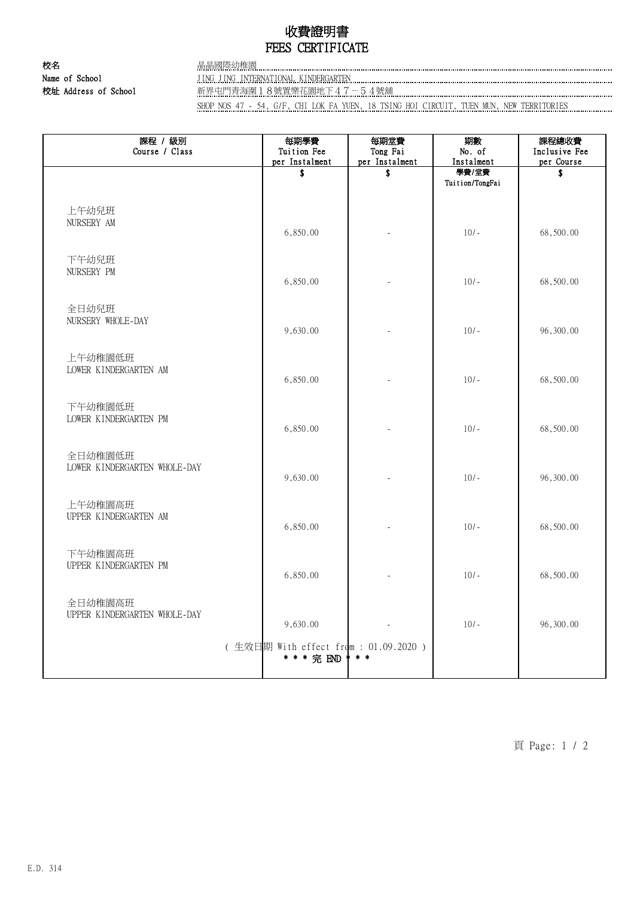# 收費證明書
# FEES CERTIFICATE

**校名** 晶晶國際幼稚園
**Name of School** JING JING INTERNATIONAL KINDERGARTEN
**校址 Address of School** 新界屯門青海圍18號置樂花園地下47－54號舖
SHOP NOS 47 - 54, G/F, CHI LOK FA YUEN, 18 TSING HOI CIRCUIT, TUEN MUN, NEW TERRITORIES

| 課程 / 級別<br>Course / Class | 每期學費<br>Tuition Fee<br>per Instalment<br>$ | 每期堂費<br>Tong Fai<br>per Instalment<br>$ | 期數<br>No. of<br>Instalment<br>學費/堂費<br>Tuition/TongFai | 課程總收費<br>Inclusive Fee<br>per Course<br>$ |
|---|---|---|---|---|
| 上午幼兒班<br>NURSERY AM | 6,850.00 | - | 10/- | 68,500.00 |
| 下午幼兒班<br>NURSERY PM | 6,850.00 | - | 10/- | 68,500.00 |
| 全日幼兒班<br>NURSERY WHOLE-DAY | 9,630.00 | - | 10/- | 96,300.00 |
| 上午幼稚園低班<br>LOWER KINDERGARTEN AM | 6,850.00 | - | 10/- | 68,500.00 |
| 下午幼稚園低班<br>LOWER KINDERGARTEN PM | 6,850.00 | - | 10/- | 68,500.00 |
| 全日幼稚園低班<br>LOWER KINDERGARTEN WHOLE-DAY | 9,630.00 | - | 10/- | 96,300.00 |
| 上午幼稚園高班<br>UPPER KINDERGARTEN AM | 6,850.00 | - | 10/- | 68,500.00 |
| 下午幼稚園高班<br>UPPER KINDERGARTEN PM | 6,850.00 | - | 10/- | 68,500.00 |
| 全日幼稚園高班<br>UPPER KINDERGARTEN WHOLE-DAY | 9,630.00 | - | 10/- | 96,300.00 |

( 生效日期 With effect from : 01.09.2020 )
* * * 完 END * * *

E.D. 314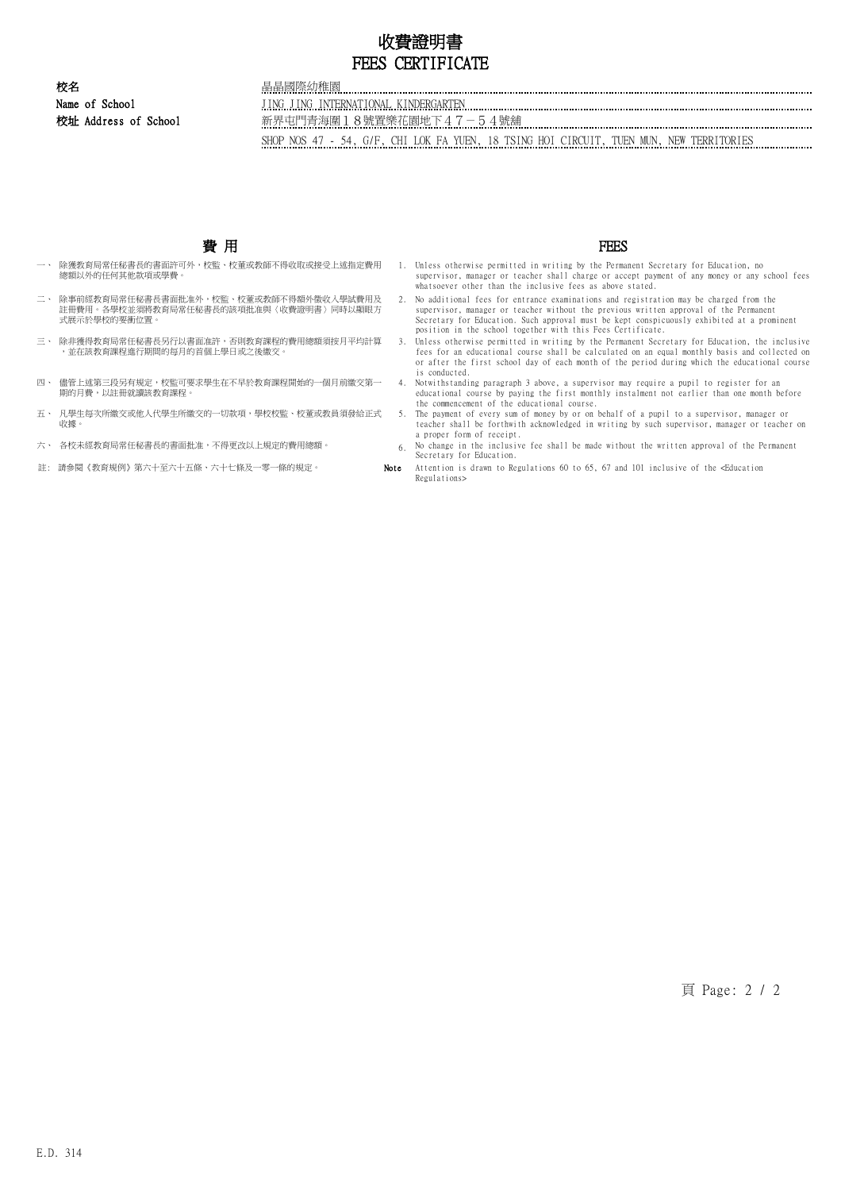# 收費證明書
# FEES CERTIFICATE

| | |
|---|---|
| 校名 | 晶晶國際幼稚園 |
| Name of School | JING JING INTERNATIONAL KINDERGARTEN |
| 校址 Address of School | 新界屯門青海圍１８號置樂花園地下４７－５４號舖 |
| | SHOP NOS 47 - 54, G/F, CHI LOK FA YUEN, 18 TSING HOI CIRCUIT, TUEN MUN, NEW TERRITORIES |

## 費 用

一、 除獲教育局常任秘書長的書面許可外，校監、校董或教師不得收取或接受上述指定費用總額以外的任何其他款項或學費。

二、 除事前經教育局常任秘書長書面批准外，校監、校董或教師不得額外徵收入學試費用及註冊費用。各學校並須將教育局常任秘書長的該項批准與〈收費證明書〉同時以顯眼方式展示於學校的要衝位置。

三、 除非獲得教育局常任秘書長另行以書面准許，否則教育課程的費用總額須按月平均計算，並在該教育課程進行期間的每月的首個上學日或之後繳交。

四、 儘管上述第三段另有規定，校監可要求學生在不早於教育課程開始的一個月前繳交第一期的月費，以註冊就讀該教育課程。

五、 凡學生每次所繳交或他人代學生所繳交的一切款項，學校校監、校董或教員須發給正式收據。

六、 各校未經教育局常任秘書長的書面批准，不得更改以上規定的費用總額。

註: 請參閱《教育規例》第六十至六十五條、六十七條及一零一條的規定。

## FEES

1. Unless otherwise permitted in writing by the Permanent Secretary for Education, no supervisor, manager or teacher shall charge or accept payment of any money or any school fees whatsoever other than the inclusive fees as above stated.
2. No additional fees for entrance examinations and registration may be charged from the supervisor, manager or teacher without the previous written approval of the Permanent Secretary for Education. Such approval must be kept conspicuously exhibited at a prominent position in the school together with this Fees Certificate.
3. Unless otherwise permitted in writing by the Permanent Secretary for Education, the inclusive fees for an educational course shall be calculated on an equal monthly basis and collected on or after the first school day of each month of the period during which the educational course is conducted.
4. Notwithstanding paragraph 3 above, a supervisor may require a pupil to register for an educational course by paying the first monthly instalment not earlier than one month before the commencement of the educational course.
5. The payment of every sum of money by or on behalf of a pupil to a supervisor, manager or teacher shall be forthwith acknowledged in writing by such supervisor, manager or teacher on a proper form of receipt.
6. No change in the inclusive fee shall be made without the written approval of the Permanent Secretary for Education.

**Note** Attention is drawn to Regulations 60 to 65, 67 and 101 inclusive of the <Education Regulations>

E.D. 314